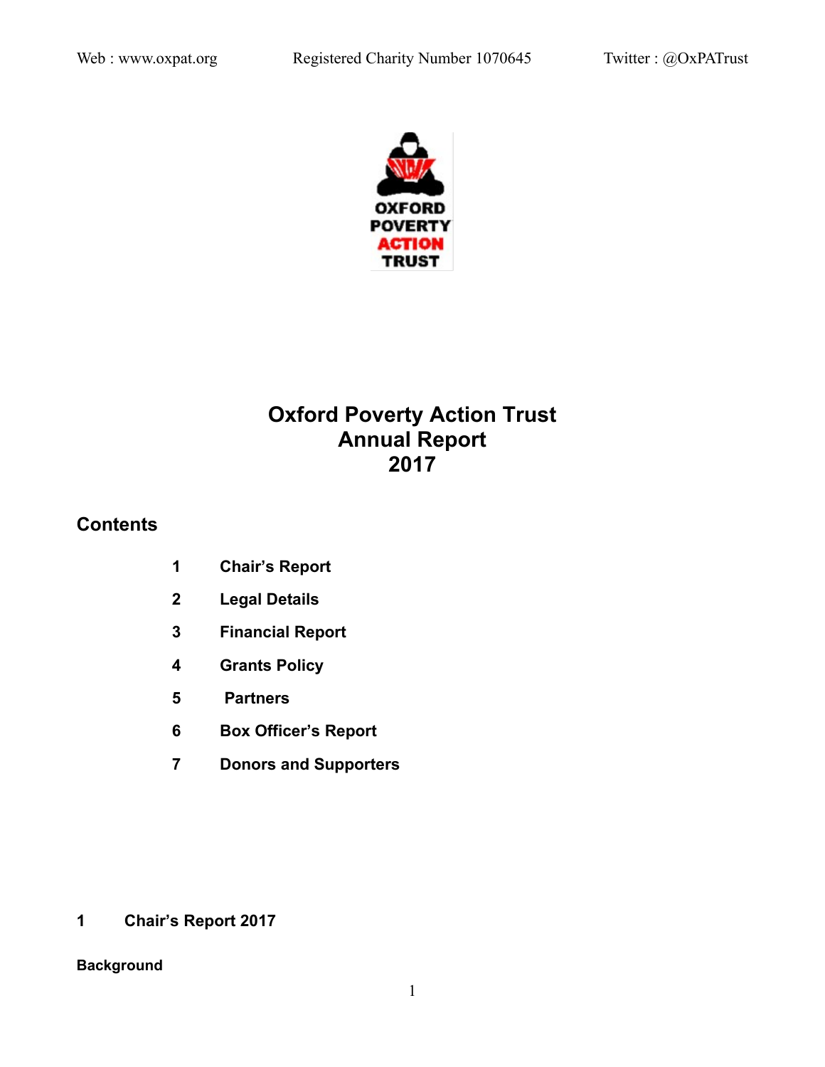Web : www.oxpat.org Registered Charity Number 1070645 Twitter : @OxPATrust

# Oxford Poverty Action Trust Annual Report 2017

## Contents

1 Chair's Report

2 Legal Details

3 Financial Report

4 Grants Policy

5 Partners

6 Box Officer's Report

7 Donors and Supporters

## 1 Chair's Report 2017

### Background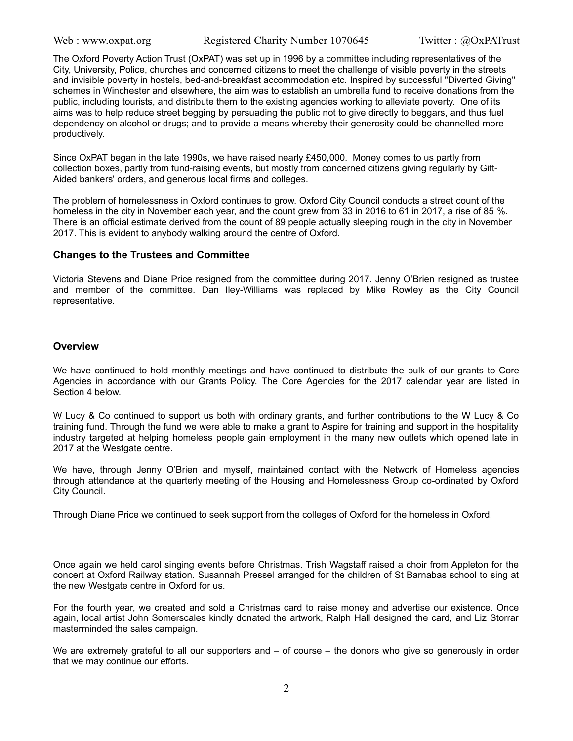The Oxford Poverty Action Trust (OxPAT) was set up in 1996 by a committee including representatives of the City, University, Police, churches and concerned citizens to meet the challenge of visible poverty in the streets and invisible poverty in hostels, bed-and-breakfast accommodation etc. Inspired by successful "Diverted Giving" schemes in Winchester and elsewhere, the aim was to establish an umbrella fund to receive donations from the public, including tourists, and distribute them to the existing agencies working to alleviate poverty. One of its aims was to help reduce street begging by persuading the public not to give directly to beggars, and thus fuel dependency on alcohol or drugs; and to provide a means whereby their generosity could be channelled more productively.

Since OxPAT began in the late 1990s, we have raised nearly £450,000. Money comes to us partly from collection boxes, partly from fund-raising events, but mostly from concerned citizens giving regularly by Gift-Aided bankers' orders, and generous local firms and colleges.

The problem of homelessness in Oxford continues to grow. Oxford City Council conducts a street count of the homeless in the city in November each year, and the count grew from 33 in 2016 to 61 in 2017, a rise of 85 %. There is an official estimate derived from the count of 89 people actually sleeping rough in the city in November 2017. This is evident to anybody walking around the centre of Oxford.

### Changes to the Trustees and Committee

Victoria Stevens and Diane Price resigned from the committee during 2017. Jenny O'Brien resigned as trustee and member of the committee. Dan Iley-Williams was replaced by Mike Rowley as the City Council representative.

### Overview

We have continued to hold monthly meetings and have continued to distribute the bulk of our grants to Core Agencies in accordance with our Grants Policy. The Core Agencies for the 2017 calendar year are listed in Section 4 below.

W Lucy & Co continued to support us both with ordinary grants, and further contributions to the W Lucy & Co training fund. Through the fund we were able to make a grant to Aspire for training and support in the hospitality industry targeted at helping homeless people gain employment in the many new outlets which opened late in 2017 at the Westgate centre.

We have, through Jenny O'Brien and myself, maintained contact with the Network of Homeless agencies through attendance at the quarterly meeting of the Housing and Homelessness Group co-ordinated by Oxford City Council.

Through Diane Price we continued to seek support from the colleges of Oxford for the homeless in Oxford.

Once again we held carol singing events before Christmas. Trish Wagstaff raised a choir from Appleton for the concert at Oxford Railway station. Susannah Pressel arranged for the children of St Barnabas school to sing at the new Westgate centre in Oxford for us.

For the fourth year, we created and sold a Christmas card to raise money and advertise our existence. Once again, local artist John Somerscales kindly donated the artwork, Ralph Hall designed the card, and Liz Storrar masterminded the sales campaign.

We are extremely grateful to all our supporters and – of course – the donors who give so generously in order that we may continue our efforts.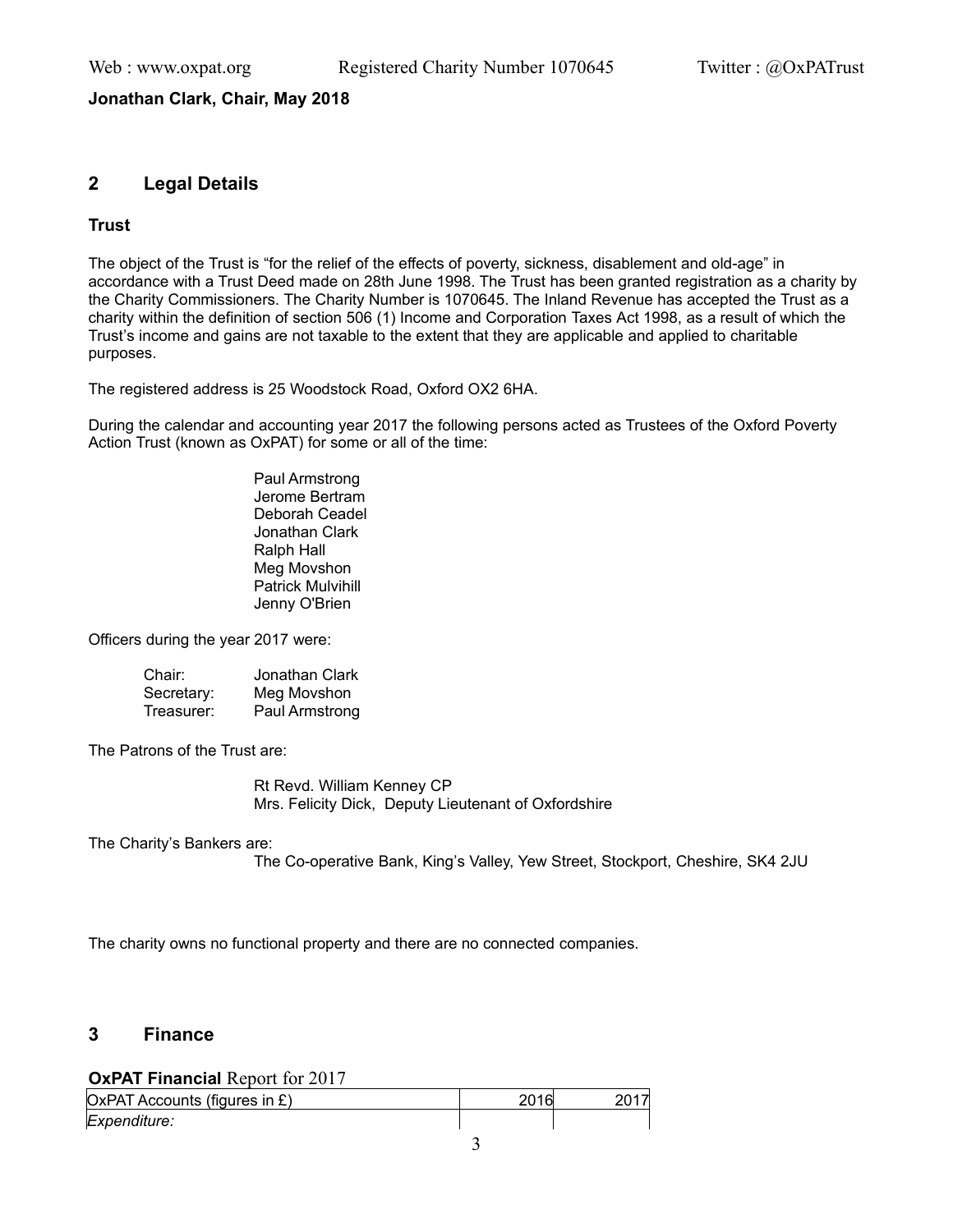**Jonathan Clark, Chair, May 2018**

## 2 Legal Details

### Trust

The object of the Trust is "for the relief of the effects of poverty, sickness, disablement and old-age" in accordance with a Trust Deed made on 28th June 1998. The Trust has been granted registration as a charity by the Charity Commissioners. The Charity Number is 1070645. The Inland Revenue has accepted the Trust as a charity within the definition of section 506 (1) Income and Corporation Taxes Act 1998, as a result of which the Trust's income and gains are not taxable to the extent that they are applicable and applied to charitable purposes.

The registered address is 25 Woodstock Road, Oxford OX2 6HA.

During the calendar and accounting year 2017 the following persons acted as Trustees of the Oxford Poverty Action Trust (known as OxPAT) for some or all of the time:

Paul Armstrong
Jerome Bertram
Deborah Ceadel
Jonathan Clark
Ralph Hall
Meg Movshon
Patrick Mulvihill
Jenny O'Brien

Officers during the year 2017 were:

| | |
|---|---|
| Chair: | Jonathan Clark |
| Secretary: | Meg Movshon |
| Treasurer: | Paul Armstrong |

The Patrons of the Trust are:

Rt Revd. William Kenney CP
Mrs. Felicity Dick, Deputy Lieutenant of Oxfordshire

The Charity's Bankers are:

The Co-operative Bank, King's Valley, Yew Street, Stockport, Cheshire, SK4 2JU

The charity owns no functional property and there are no connected companies.

## 3 Finance

**OxPAT Financial** Report for 2017

| OxPAT Accounts (figures in £) | 2016 | 2017 |
|---|---|---|
| *Expenditure:* | | |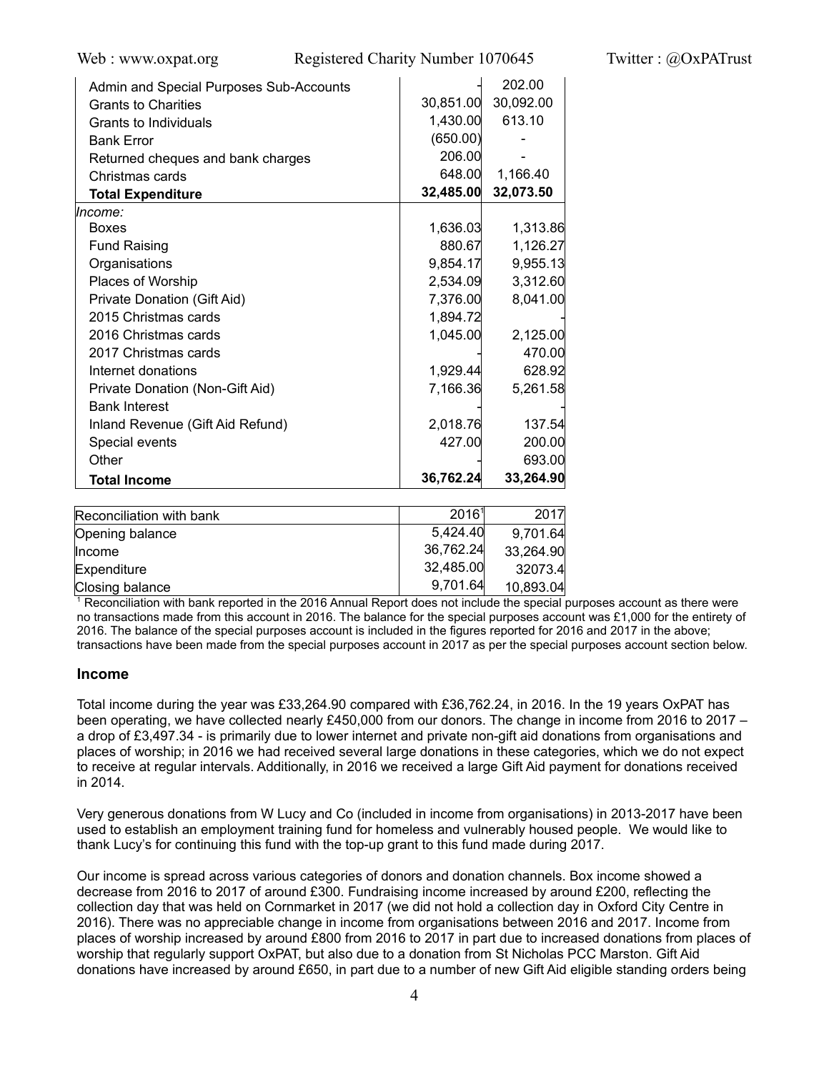| | | |
|---|---|---|
| Admin and Special Purposes Sub-Accounts | - | 202.00 |
| Grants to Charities | 30,851.00 | 30,092.00 |
| Grants to Individuals | 1,430.00 | 613.10 |
| Bank Error | (650.00) | - |
| Returned cheques and bank charges | 206.00 | - |
| Christmas cards | 648.00 | 1,166.40 |
| **Total Expenditure** | **32,485.00** | **32,073.50** |
| *Income:* | | |
| Boxes | 1,636.03 | 1,313.86 |
| Fund Raising | 880.67 | 1,126.27 |
| Organisations | 9,854.17 | 9,955.13 |
| Places of Worship | 2,534.09 | 3,312.60 |
| Private Donation (Gift Aid) | 7,376.00 | 8,041.00 |
| 2015 Christmas cards | 1,894.72 | - |
| 2016 Christmas cards | 1,045.00 | 2,125.00 |
| 2017 Christmas cards | - | 470.00 |
| Internet donations | 1,929.44 | 628.92 |
| Private Donation (Non-Gift Aid) | 7,166.36 | 5,261.58 |
| Bank Interest | - | - |
| Inland Revenue (Gift Aid Refund) | 2,018.76 | 137.54 |
| Special events | 427.00 | 200.00 |
| Other | - | 693.00 |
| **Total Income** | **36,762.24** | **33,264.90** |

| Reconciliation with bank | 2016[1] | 2017 |
|---|---|---|
| Opening balance | 5,424.40 | 9,701.64 |
| Income | 36,762.24 | 33,264.90 |
| Expenditure | 32,485.00 | 32073.4 |
| Closing balance | 9,701.64 | 10,893.04 |

[1] Reconciliation with bank reported in the 2016 Annual Report does not include the special purposes account as there were no transactions made from this account in 2016. The balance for the special purposes account was £1,000 for the entirety of 2016. The balance of the special purposes account is included in the figures reported for 2016 and 2017 in the above; transactions have been made from the special purposes account in 2017 as per the special purposes account section below.

## Income

Total income during the year was £33,264.90 compared with £36,762.24, in 2016. In the 19 years OxPAT has been operating, we have collected nearly £450,000 from our donors. The change in income from 2016 to 2017 – a drop of £3,497.34 - is primarily due to lower internet and private non-gift aid donations from organisations and places of worship; in 2016 we had received several large donations in these categories, which we do not expect to receive at regular intervals. Additionally, in 2016 we received a large Gift Aid payment for donations received in 2014.

Very generous donations from W Lucy and Co (included in income from organisations) in 2013-2017 have been used to establish an employment training fund for homeless and vulnerably housed people. We would like to thank Lucy's for continuing this fund with the top-up grant to this fund made during 2017.

Our income is spread across various categories of donors and donation channels. Box income showed a decrease from 2016 to 2017 of around £300. Fundraising income increased by around £200, reflecting the collection day that was held on Cornmarket in 2017 (we did not hold a collection day in Oxford City Centre in 2016). There was no appreciable change in income from organisations between 2016 and 2017. Income from places of worship increased by around £800 from 2016 to 2017 in part due to increased donations from places of worship that regularly support OxPAT, but also due to a donation from St Nicholas PCC Marston. Gift Aid donations have increased by around £650, in part due to a number of new Gift Aid eligible standing orders being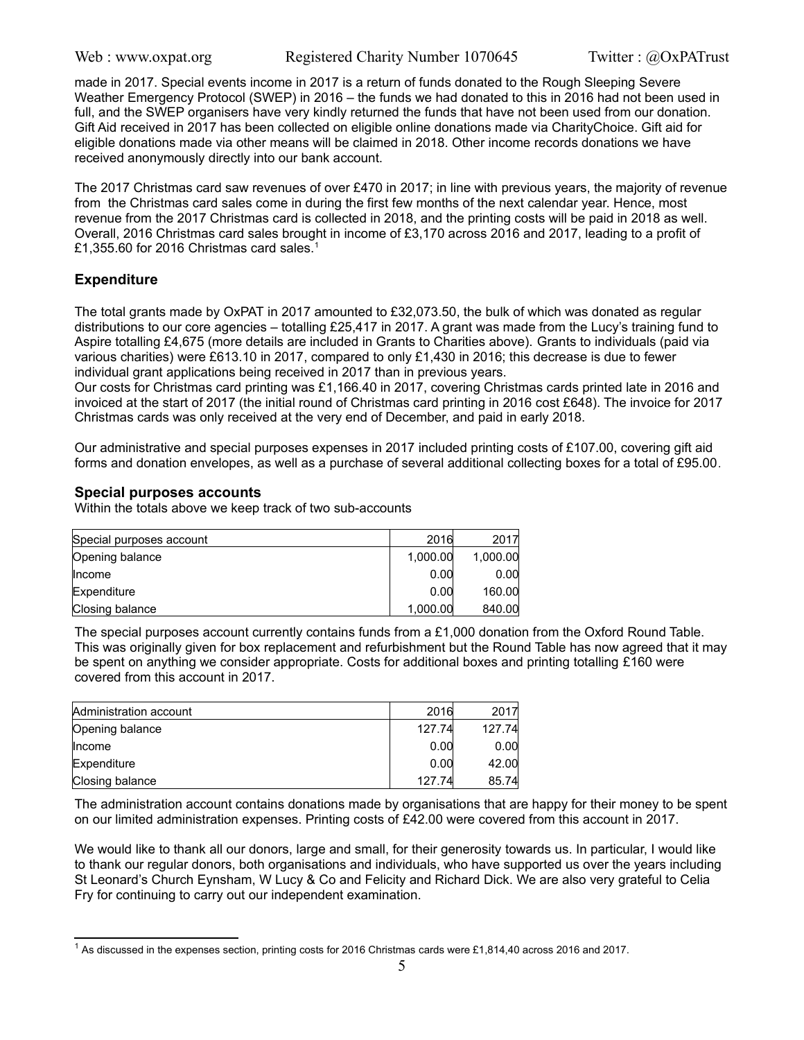made in 2017. Special events income in 2017 is a return of funds donated to the Rough Sleeping Severe Weather Emergency Protocol (SWEP) in 2016 – the funds we had donated to this in 2016 had not been used in full, and the SWEP organisers have very kindly returned the funds that have not been used from our donation. Gift Aid received in 2017 has been collected on eligible online donations made via CharityChoice. Gift aid for eligible donations made via other means will be claimed in 2018. Other income records donations we have received anonymously directly into our bank account.

The 2017 Christmas card saw revenues of over £470 in 2017; in line with previous years, the majority of revenue from the Christmas card sales come in during the first few months of the next calendar year. Hence, most revenue from the 2017 Christmas card is collected in 2018, and the printing costs will be paid in 2018 as well. Overall, 2016 Christmas card sales brought in income of £3,170 across 2016 and 2017, leading to a profit of £1,355.60 for 2016 Christmas card sales.[1]

## Expenditure

The total grants made by OxPAT in 2017 amounted to £32,073.50, the bulk of which was donated as regular distributions to our core agencies – totalling £25,417 in 2017. A grant was made from the Lucy's training fund to Aspire totalling £4,675 (more details are included in Grants to Charities above). Grants to individuals (paid via various charities) were £613.10 in 2017, compared to only £1,430 in 2016; this decrease is due to fewer individual grant applications being received in 2017 than in previous years.
Our costs for Christmas card printing was £1,166.40 in 2017, covering Christmas cards printed late in 2016 and invoiced at the start of 2017 (the initial round of Christmas card printing in 2016 cost £648). The invoice for 2017 Christmas cards was only received at the very end of December, and paid in early 2018.

Our administrative and special purposes expenses in 2017 included printing costs of £107.00, covering gift aid forms and donation envelopes, as well as a purchase of several additional collecting boxes for a total of £95.00.

### Special purposes accounts

Within the totals above we keep track of two sub-accounts

| Special purposes account | 2016 | 2017 |
|---|---|---|
| Opening balance | 1,000.00 | 1,000.00 |
| Income | 0.00 | 0.00 |
| Expenditure | 0.00 | 160.00 |
| Closing balance | 1,000.00 | 840.00 |

The special purposes account currently contains funds from a £1,000 donation from the Oxford Round Table. This was originally given for box replacement and refurbishment but the Round Table has now agreed that it may be spent on anything we consider appropriate. Costs for additional boxes and printing totalling £160 were covered from this account in 2017.

| Administration account | 2016 | 2017 |
|---|---|---|
| Opening balance | 127.74 | 127.74 |
| Income | 0.00 | 0.00 |
| Expenditure | 0.00 | 42.00 |
| Closing balance | 127.74 | 85.74 |

The administration account contains donations made by organisations that are happy for their money to be spent on our limited administration expenses. Printing costs of £42.00 were covered from this account in 2017.

We would like to thank all our donors, large and small, for their generosity towards us. In particular, I would like to thank our regular donors, both organisations and individuals, who have supported us over the years including St Leonard's Church Eynsham, W Lucy & Co and Felicity and Richard Dick. We are also very grateful to Celia Fry for continuing to carry out our independent examination.

[1] As discussed in the expenses section, printing costs for 2016 Christmas cards were £1,814,40 across 2016 and 2017.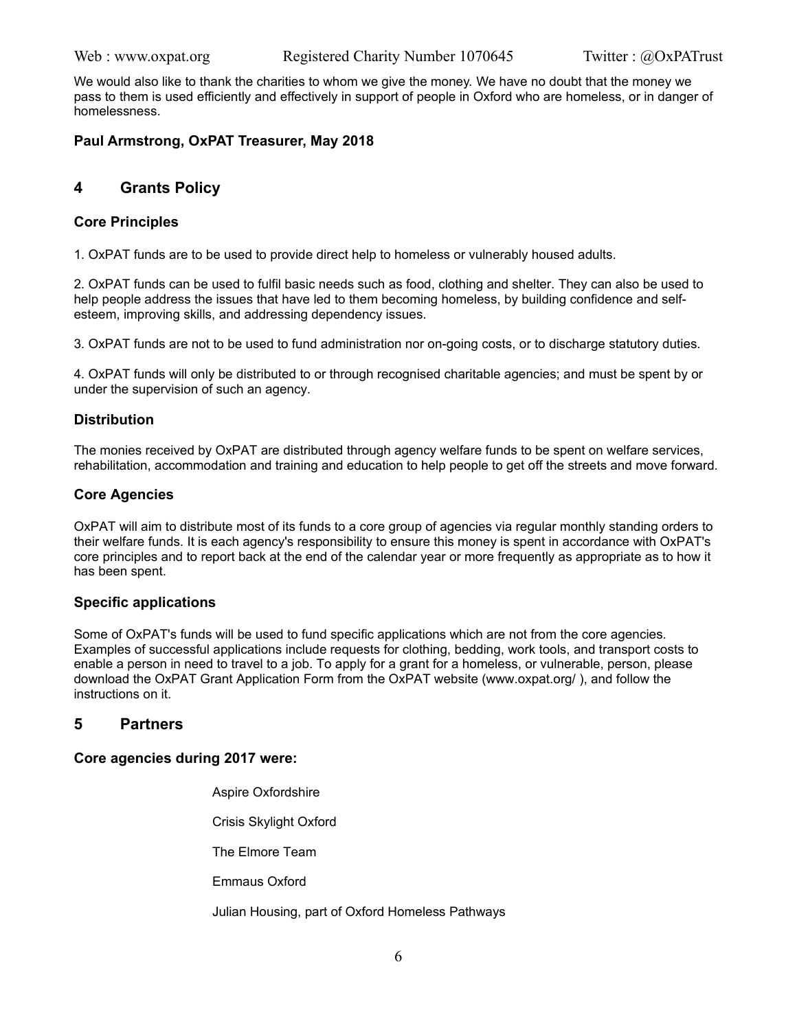We would also like to thank the charities to whom we give the money. We have no doubt that the money we pass to them is used efficiently and effectively in support of people in Oxford who are homeless, or in danger of homelessness.

**Paul Armstrong, OxPAT Treasurer, May 2018**

## 4 Grants Policy

### Core Principles

1. OxPAT funds are to be used to provide direct help to homeless or vulnerably housed adults.

2. OxPAT funds can be used to fulfil basic needs such as food, clothing and shelter. They can also be used to help people address the issues that have led to them becoming homeless, by building confidence and self-esteem, improving skills, and addressing dependency issues.

3. OxPAT funds are not to be used to fund administration nor on-going costs, or to discharge statutory duties.

4. OxPAT funds will only be distributed to or through recognised charitable agencies; and must be spent by or under the supervision of such an agency.

### Distribution

The monies received by OxPAT are distributed through agency welfare funds to be spent on welfare services, rehabilitation, accommodation and training and education to help people to get off the streets and move forward.

### Core Agencies

OxPAT will aim to distribute most of its funds to a core group of agencies via regular monthly standing orders to their welfare funds. It is each agency's responsibility to ensure this money is spent in accordance with OxPAT's core principles and to report back at the end of the calendar year or more frequently as appropriate as to how it has been spent.

### Specific applications

Some of OxPAT's funds will be used to fund specific applications which are not from the core agencies. Examples of successful applications include requests for clothing, bedding, work tools, and transport costs to enable a person in need to travel to a job. To apply for a grant for a homeless, or vulnerable, person, please download the OxPAT Grant Application Form from the OxPAT website (www.oxpat.org/ ), and follow the instructions on it.

## 5 Partners

### Core agencies during 2017 were:

Aspire Oxfordshire

Crisis Skylight Oxford

The Elmore Team

Emmaus Oxford

Julian Housing, part of Oxford Homeless Pathways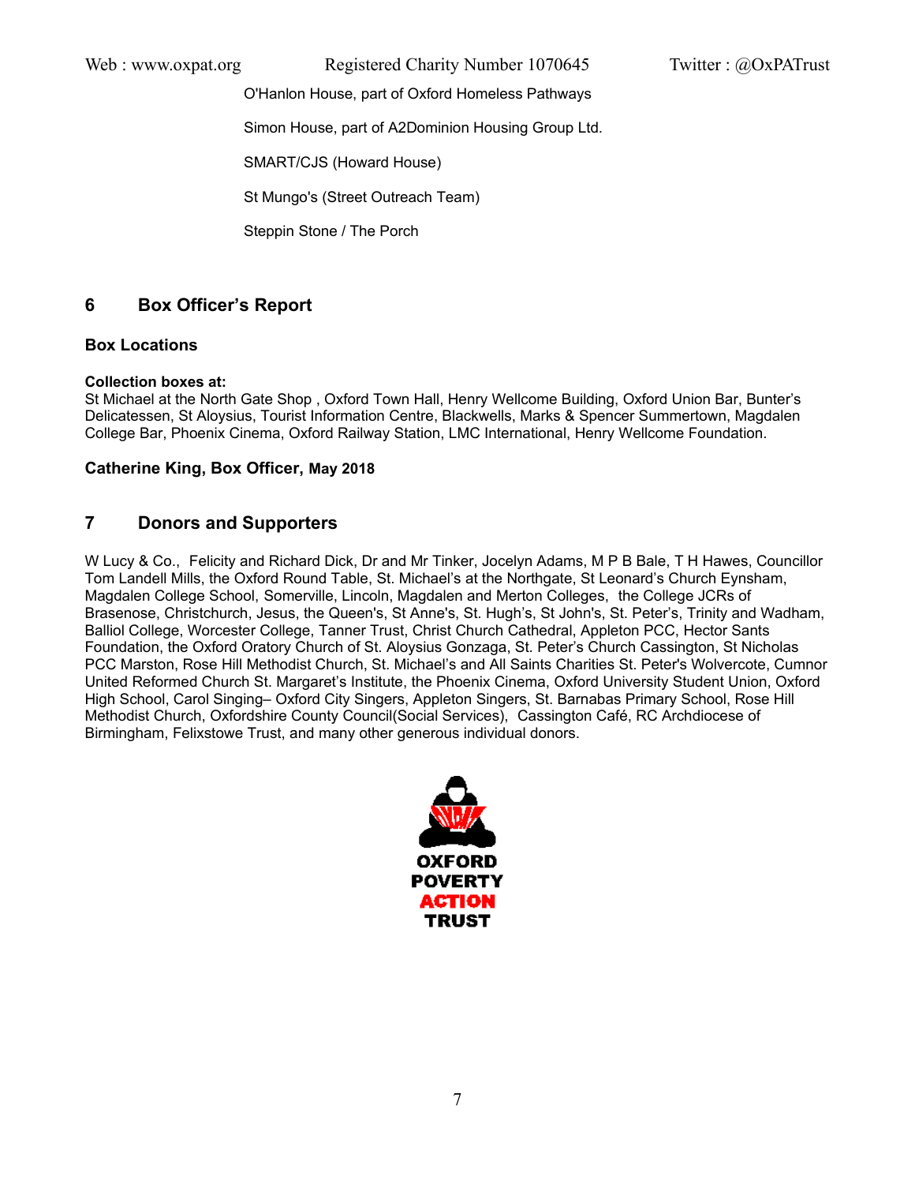O'Hanlon House, part of Oxford Homeless Pathways

Simon House, part of A2Dominion Housing Group Ltd.

SMART/CJS (Howard House)

St Mungo's (Street Outreach Team)

Steppin Stone / The Porch

## 6 Box Officer's Report

### Box Locations

**Collection boxes at:**
St Michael at the North Gate Shop , Oxford Town Hall, Henry Wellcome Building, Oxford Union Bar, Bunter's Delicatessen, St Aloysius, Tourist Information Centre, Blackwells, Marks & Spencer Summertown, Magdalen College Bar, Phoenix Cinema, Oxford Railway Station, LMC International, Henry Wellcome Foundation.

**Catherine King, Box Officer, May 2018**

## 7 Donors and Supporters

W Lucy & Co., Felicity and Richard Dick, Dr and Mr Tinker, Jocelyn Adams, M P B Bale, T H Hawes, Councillor Tom Landell Mills, the Oxford Round Table, St. Michael's at the Northgate, St Leonard's Church Eynsham, Magdalen College School, Somerville, Lincoln, Magdalen and Merton Colleges, the College JCRs of Brasenose, Christchurch, Jesus, the Queen's, St Anne's, St. Hugh's, St John's, St. Peter's, Trinity and Wadham, Balliol College, Worcester College, Tanner Trust, Christ Church Cathedral, Appleton PCC, Hector Sants Foundation, the Oxford Oratory Church of St. Aloysius Gonzaga, St. Peter's Church Cassington, St Nicholas PCC Marston, Rose Hill Methodist Church, St. Michael's and All Saints Charities St. Peter's Wolvercote, Cumnor United Reformed Church St. Margaret's Institute, the Phoenix Cinema, Oxford University Student Union, Oxford High School, Carol Singing– Oxford City Singers, Appleton Singers, St. Barnabas Primary School, Rose Hill Methodist Church, Oxfordshire County Council(Social Services), Cassington Café, RC Archdiocese of Birmingham, Felixstowe Trust, and many other generous individual donors.

OXFORD
POVERTY
ACTION
TRUST